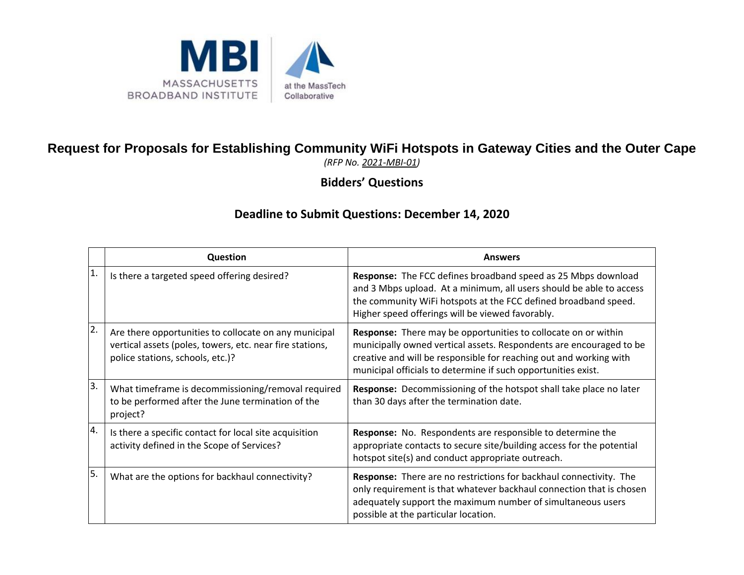MBI MASSACHUSETTS BROADBAND INSTITUTE at the MassTech Collaborative

# Request for Proposals for Establishing Community WiFi Hotspots in Gateway Cities and the Outer Cape

*(RFP No. 2021-MBI-01)*

## Bidders' Questions

### Deadline to Submit Questions: December 14, 2020

| | Question | Answers |
|---|---|---|
| 1. | Is there a targeted speed offering desired? | **Response:** The FCC defines broadband speed as 25 Mbps download and 3 Mbps upload. At a minimum, all users should be able to access the community WiFi hotspots at the FCC defined broadband speed. Higher speed offerings will be viewed favorably. |
| 2. | Are there opportunities to collocate on any municipal vertical assets (poles, towers, etc. near fire stations, police stations, schools, etc.)? | **Response:** There may be opportunities to collocate on or within municipally owned vertical assets. Respondents are encouraged to be creative and will be responsible for reaching out and working with municipal officials to determine if such opportunities exist. |
| 3. | What timeframe is decommissioning/removal required to be performed after the June termination of the project? | **Response:** Decommissioning of the hotspot shall take place no later than 30 days after the termination date. |
| 4. | Is there a specific contact for local site acquisition activity defined in the Scope of Services? | **Response:** No. Respondents are responsible to determine the appropriate contacts to secure site/building access for the potential hotspot site(s) and conduct appropriate outreach. |
| 5. | What are the options for backhaul connectivity? | **Response:** There are no restrictions for backhaul connectivity. The only requirement is that whatever backhaul connection that is chosen adequately support the maximum number of simultaneous users possible at the particular location. |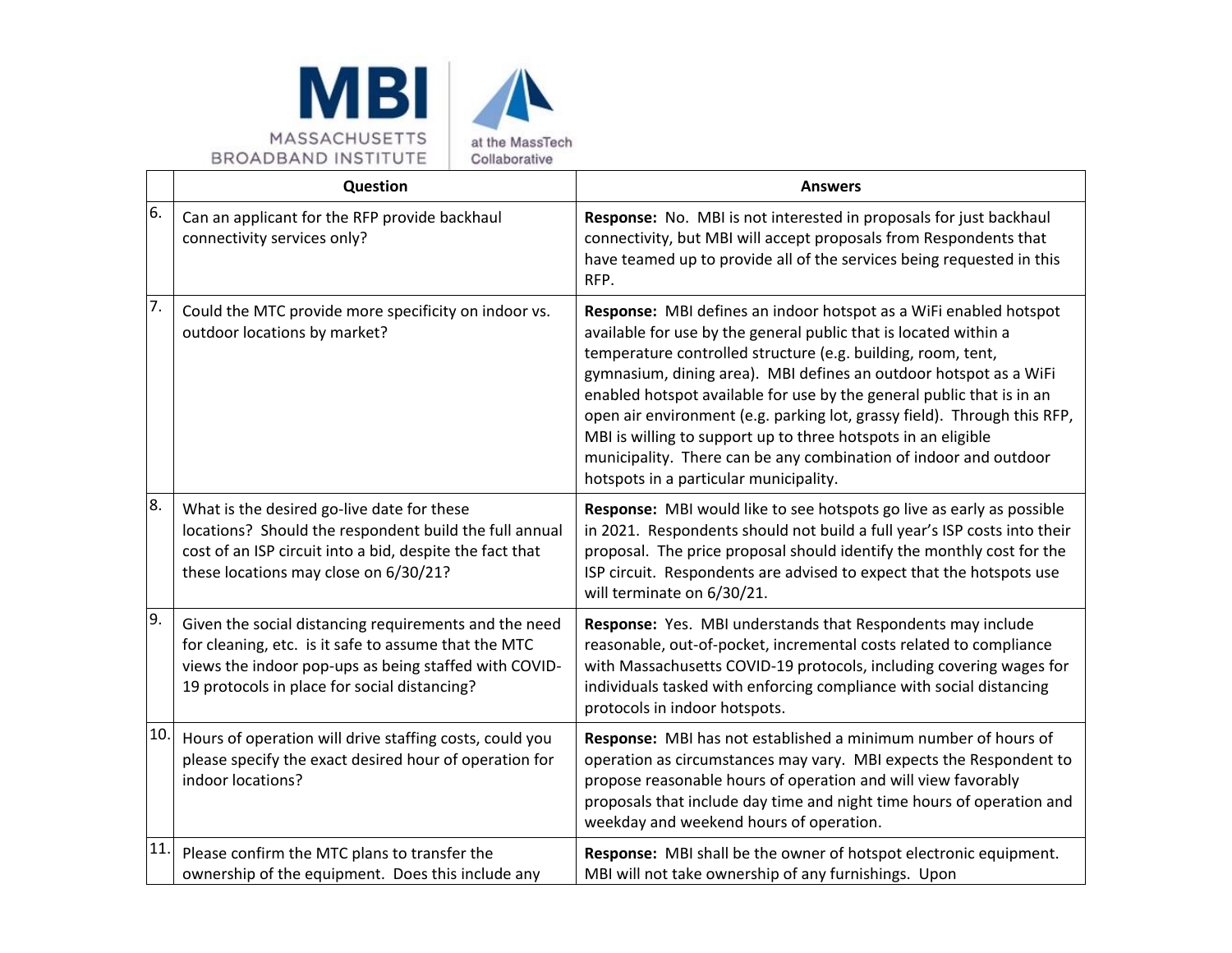| | Question | Answers |
|---|---|---|
| 6. | Can an applicant for the RFP provide backhaul connectivity services only? | **Response:** No. MBI is not interested in proposals for just backhaul connectivity, but MBI will accept proposals from Respondents that have teamed up to provide all of the services being requested in this RFP. |
| 7. | Could the MTC provide more specificity on indoor vs. outdoor locations by market? | **Response:** MBI defines an indoor hotspot as a WiFi enabled hotspot available for use by the general public that is located within a temperature controlled structure (e.g. building, room, tent, gymnasium, dining area). MBI defines an outdoor hotspot as a WiFi enabled hotspot available for use by the general public that is in an open air environment (e.g. parking lot, grassy field). Through this RFP, MBI is willing to support up to three hotspots in an eligible municipality. There can be any combination of indoor and outdoor hotspots in a particular municipality. |
| 8. | What is the desired go-live date for these locations? Should the respondent build the full annual cost of an ISP circuit into a bid, despite the fact that these locations may close on 6/30/21? | **Response:** MBI would like to see hotspots go live as early as possible in 2021. Respondents should not build a full year's ISP costs into their proposal. The price proposal should identify the monthly cost for the ISP circuit. Respondents are advised to expect that the hotspots use will terminate on 6/30/21. |
| 9. | Given the social distancing requirements and the need for cleaning, etc. is it safe to assume that the MTC views the indoor pop-ups as being staffed with COVID-19 protocols in place for social distancing? | **Response:** Yes. MBI understands that Respondents may include reasonable, out-of-pocket, incremental costs related to compliance with Massachusetts COVID-19 protocols, including covering wages for individuals tasked with enforcing compliance with social distancing protocols in indoor hotspots. |
| 10. | Hours of operation will drive staffing costs, could you please specify the exact desired hour of operation for indoor locations? | **Response:** MBI has not established a minimum number of hours of operation as circumstances may vary. MBI expects the Respondent to propose reasonable hours of operation and will view favorably proposals that include day time and night time hours of operation and weekday and weekend hours of operation. |
| 11. | Please confirm the MTC plans to transfer the ownership of the equipment. Does this include any | **Response:** MBI shall be the owner of hotspot electronic equipment. MBI will not take ownership of any furnishings. Upon |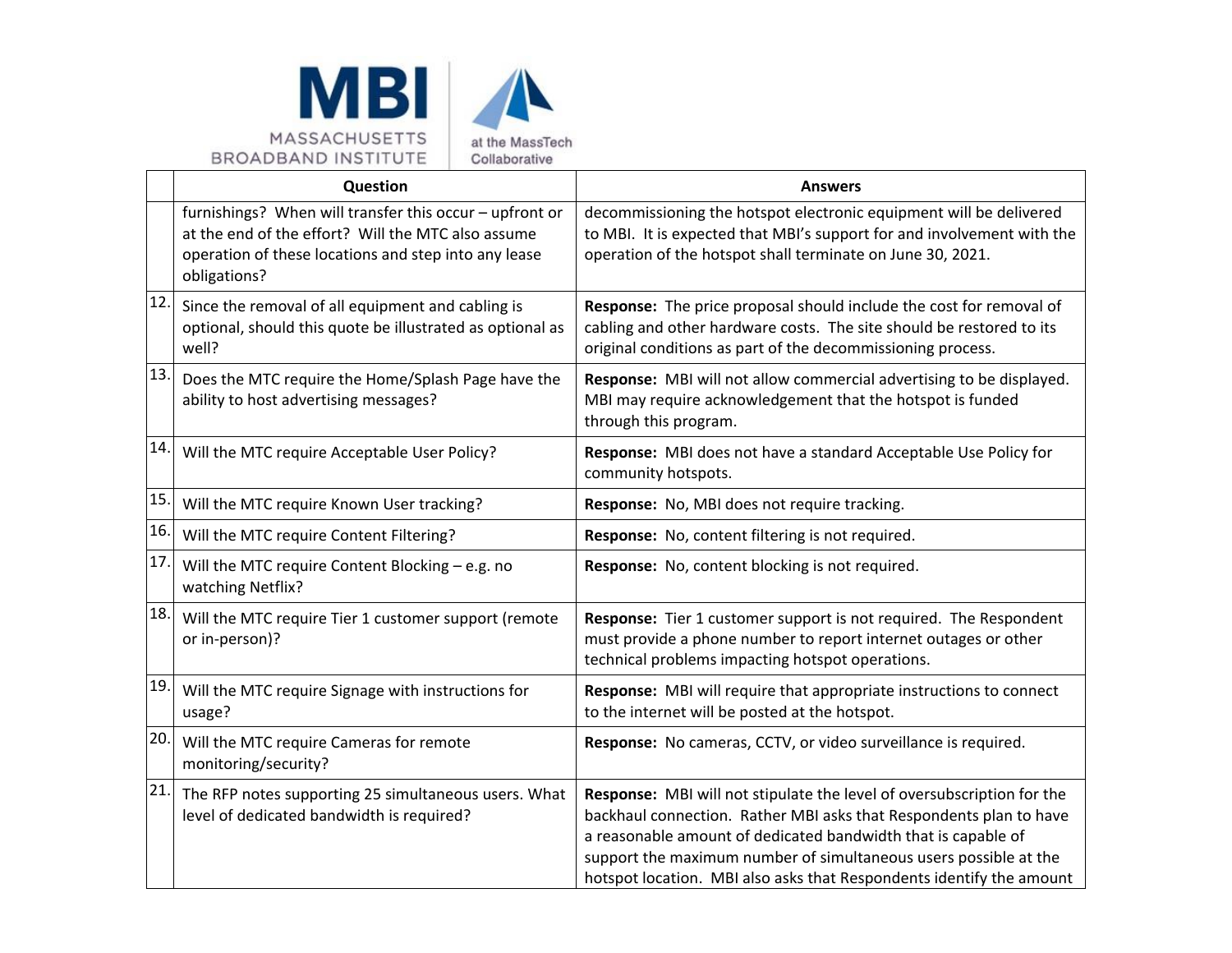| | Question | Answers |
|---|---|---|
| | furnishings? When will transfer this occur – upfront or at the end of the effort? Will the MTC also assume operation of these locations and step into any lease obligations? | decommissioning the hotspot electronic equipment will be delivered to MBI. It is expected that MBI's support for and involvement with the operation of the hotspot shall terminate on June 30, 2021. |
| 12. | Since the removal of all equipment and cabling is optional, should this quote be illustrated as optional as well? | **Response:** The price proposal should include the cost for removal of cabling and other hardware costs. The site should be restored to its original conditions as part of the decommissioning process. |
| 13. | Does the MTC require the Home/Splash Page have the ability to host advertising messages? | **Response:** MBI will not allow commercial advertising to be displayed. MBI may require acknowledgement that the hotspot is funded through this program. |
| 14. | Will the MTC require Acceptable User Policy? | **Response:** MBI does not have a standard Acceptable Use Policy for community hotspots. |
| 15. | Will the MTC require Known User tracking? | **Response:** No, MBI does not require tracking. |
| 16. | Will the MTC require Content Filtering? | **Response:** No, content filtering is not required. |
| 17. | Will the MTC require Content Blocking – e.g. no watching Netflix? | **Response:** No, content blocking is not required. |
| 18. | Will the MTC require Tier 1 customer support (remote or in-person)? | **Response:** Tier 1 customer support is not required. The Respondent must provide a phone number to report internet outages or other technical problems impacting hotspot operations. |
| 19. | Will the MTC require Signage with instructions for usage? | **Response:** MBI will require that appropriate instructions to connect to the internet will be posted at the hotspot. |
| 20. | Will the MTC require Cameras for remote monitoring/security? | **Response:** No cameras, CCTV, or video surveillance is required. |
| 21. | The RFP notes supporting 25 simultaneous users. What level of dedicated bandwidth is required? | **Response:** MBI will not stipulate the level of oversubscription for the backhaul connection. Rather MBI asks that Respondents plan to have a reasonable amount of dedicated bandwidth that is capable of support the maximum number of simultaneous users possible at the hotspot location. MBI also asks that Respondents identify the amount |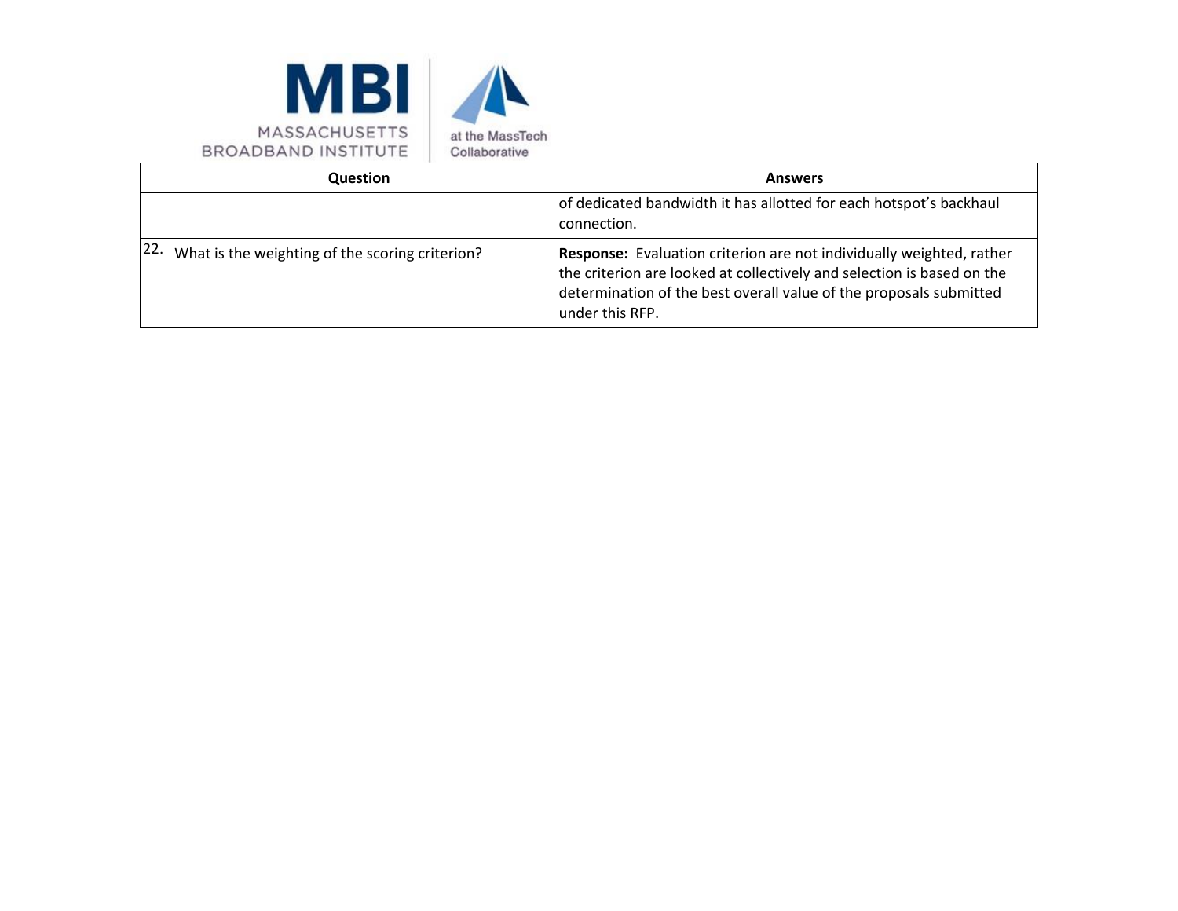| | Question | Answers |
|---|---|---|
| | | of dedicated bandwidth it has allotted for each hotspot's backhaul connection. |
| 22. | What is the weighting of the scoring criterion? | **Response:** Evaluation criterion are not individually weighted, rather the criterion are looked at collectively and selection is based on the determination of the best overall value of the proposals submitted under this RFP. |